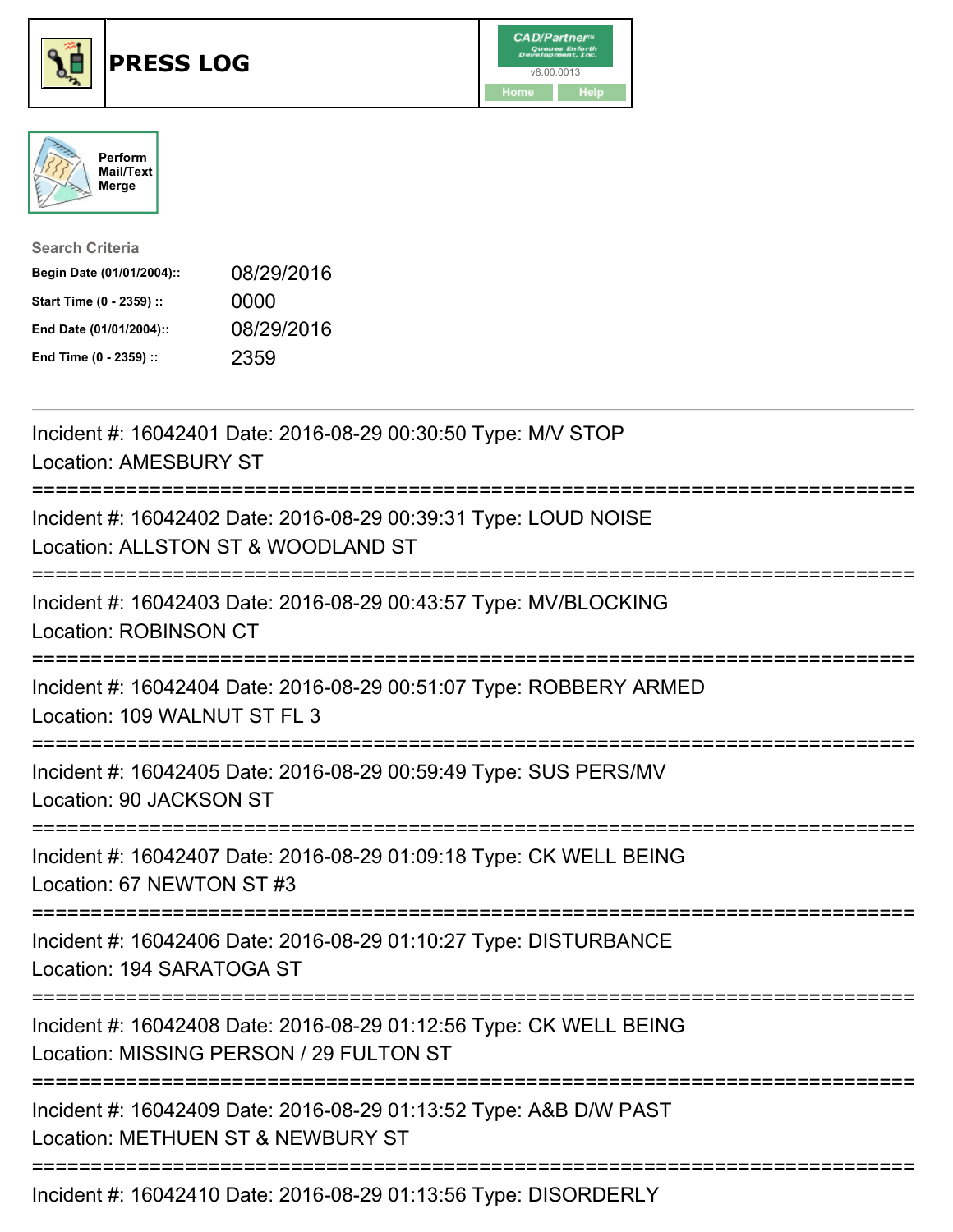# PRESS LOG

CAD/Partner v8.00.0013

Home | Help

Perform Mail/Text Merge

**Search Criteria**

| | |
|---|---|
| **Begin Date (01/01/2004)::** | 08/29/2016 |
| **Start Time (0 - 2359) ::** | 0000 |
| **End Date (01/01/2004)::** | 08/29/2016 |
| **End Time (0 - 2359) ::** | 2359 |

---

Incident #: 16042401 Date: 2016-08-29 00:30:50 Type: M/V STOP
Location: AMESBURY ST

===========================================================================

Incident #: 16042402 Date: 2016-08-29 00:39:31 Type: LOUD NOISE
Location: ALLSTON ST & WOODLAND ST

===========================================================================

Incident #: 16042403 Date: 2016-08-29 00:43:57 Type: MV/BLOCKING
Location: ROBINSON CT

===========================================================================

Incident #: 16042404 Date: 2016-08-29 00:51:07 Type: ROBBERY ARMED
Location: 109 WALNUT ST FL 3

===========================================================================

Incident #: 16042405 Date: 2016-08-29 00:59:49 Type: SUS PERS/MV
Location: 90 JACKSON ST

===========================================================================

Incident #: 16042407 Date: 2016-08-29 01:09:18 Type: CK WELL BEING
Location: 67 NEWTON ST #3

===========================================================================

Incident #: 16042406 Date: 2016-08-29 01:10:27 Type: DISTURBANCE
Location: 194 SARATOGA ST

===========================================================================

Incident #: 16042408 Date: 2016-08-29 01:12:56 Type: CK WELL BEING
Location: MISSING PERSON / 29 FULTON ST

===========================================================================

Incident #: 16042409 Date: 2016-08-29 01:13:52 Type: A&B D/W PAST
Location: METHUEN ST & NEWBURY ST

===========================================================================

Incident #: 16042410 Date: 2016-08-29 01:13:56 Type: DISORDERLY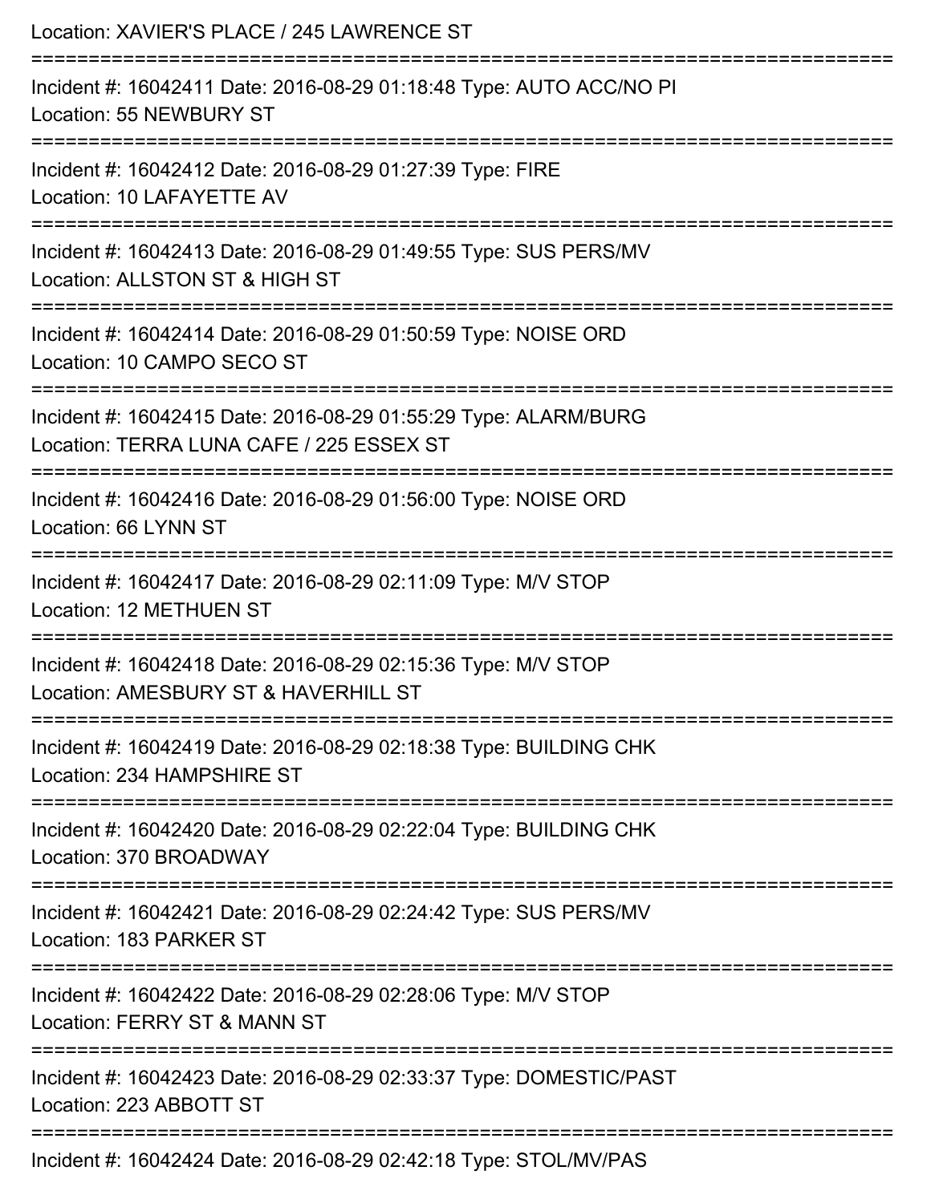Location: XAVIER'S PLACE / 245 LAWRENCE ST

===========================================================================

Incident #: 16042411 Date: 2016-08-29 01:18:48 Type: AUTO ACC/NO PI
Location: 55 NEWBURY ST

===========================================================================

Incident #: 16042412 Date: 2016-08-29 01:27:39 Type: FIRE
Location: 10 LAFAYETTE AV

===========================================================================

Incident #: 16042413 Date: 2016-08-29 01:49:55 Type: SUS PERS/MV
Location: ALLSTON ST & HIGH ST

===========================================================================

Incident #: 16042414 Date: 2016-08-29 01:50:59 Type: NOISE ORD
Location: 10 CAMPO SECO ST

===========================================================================

Incident #: 16042415 Date: 2016-08-29 01:55:29 Type: ALARM/BURG
Location: TERRA LUNA CAFE / 225 ESSEX ST

===========================================================================

Incident #: 16042416 Date: 2016-08-29 01:56:00 Type: NOISE ORD
Location: 66 LYNN ST

===========================================================================

Incident #: 16042417 Date: 2016-08-29 02:11:09 Type: M/V STOP
Location: 12 METHUEN ST

===========================================================================

Incident #: 16042418 Date: 2016-08-29 02:15:36 Type: M/V STOP
Location: AMESBURY ST & HAVERHILL ST

===========================================================================

Incident #: 16042419 Date: 2016-08-29 02:18:38 Type: BUILDING CHK
Location: 234 HAMPSHIRE ST

===========================================================================

Incident #: 16042420 Date: 2016-08-29 02:22:04 Type: BUILDING CHK
Location: 370 BROADWAY

===========================================================================

Incident #: 16042421 Date: 2016-08-29 02:24:42 Type: SUS PERS/MV
Location: 183 PARKER ST

===========================================================================

Incident #: 16042422 Date: 2016-08-29 02:28:06 Type: M/V STOP
Location: FERRY ST & MANN ST

===========================================================================

Incident #: 16042423 Date: 2016-08-29 02:33:37 Type: DOMESTIC/PAST
Location: 223 ABBOTT ST

===========================================================================

Incident #: 16042424 Date: 2016-08-29 02:42:18 Type: STOL/MV/PAS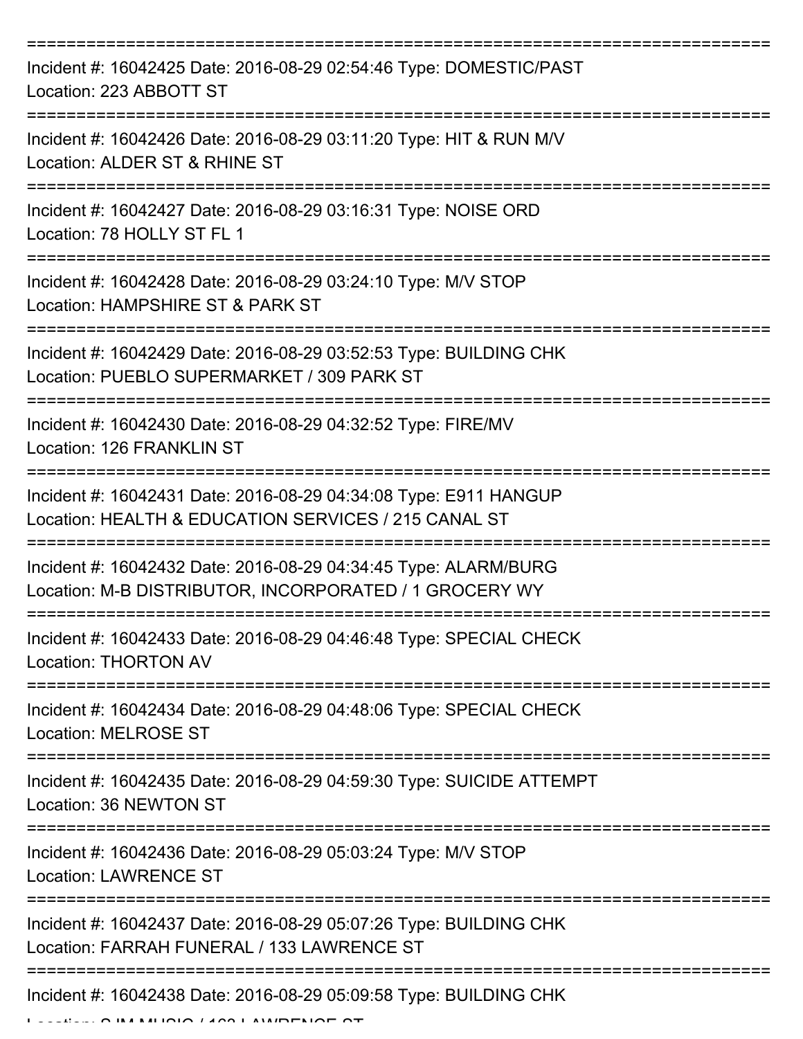===========================================================================

Incident #: 16042425 Date: 2016-08-29 02:54:46 Type: DOMESTIC/PAST
Location: 223 ABBOTT ST

===========================================================================

Incident #: 16042426 Date: 2016-08-29 03:11:20 Type: HIT & RUN M/V
Location: ALDER ST & RHINE ST

===========================================================================

Incident #: 16042427 Date: 2016-08-29 03:16:31 Type: NOISE ORD
Location: 78 HOLLY ST FL 1

===========================================================================

Incident #: 16042428 Date: 2016-08-29 03:24:10 Type: M/V STOP
Location: HAMPSHIRE ST & PARK ST

===========================================================================

Incident #: 16042429 Date: 2016-08-29 03:52:53 Type: BUILDING CHK
Location: PUEBLO SUPERMARKET / 309 PARK ST

===========================================================================

Incident #: 16042430 Date: 2016-08-29 04:32:52 Type: FIRE/MV
Location: 126 FRANKLIN ST

===========================================================================

Incident #: 16042431 Date: 2016-08-29 04:34:08 Type: E911 HANGUP
Location: HEALTH & EDUCATION SERVICES / 215 CANAL ST

===========================================================================

Incident #: 16042432 Date: 2016-08-29 04:34:45 Type: ALARM/BURG
Location: M-B DISTRIBUTOR, INCORPORATED / 1 GROCERY WY

===========================================================================

Incident #: 16042433 Date: 2016-08-29 04:46:48 Type: SPECIAL CHECK
Location: THORTON AV

===========================================================================

Incident #: 16042434 Date: 2016-08-29 04:48:06 Type: SPECIAL CHECK
Location: MELROSE ST

===========================================================================

Incident #: 16042435 Date: 2016-08-29 04:59:30 Type: SUICIDE ATTEMPT
Location: 36 NEWTON ST

===========================================================================

Incident #: 16042436 Date: 2016-08-29 05:03:24 Type: M/V STOP
Location: LAWRENCE ST

===========================================================================

Incident #: 16042437 Date: 2016-08-29 05:07:26 Type: BUILDING CHK
Location: FARRAH FUNERAL / 133 LAWRENCE ST

===========================================================================

Incident #: 16042438 Date: 2016-08-29 05:09:58 Type: BUILDING CHK
Location: S.IM MUSIC / 163 LAWRENCE ST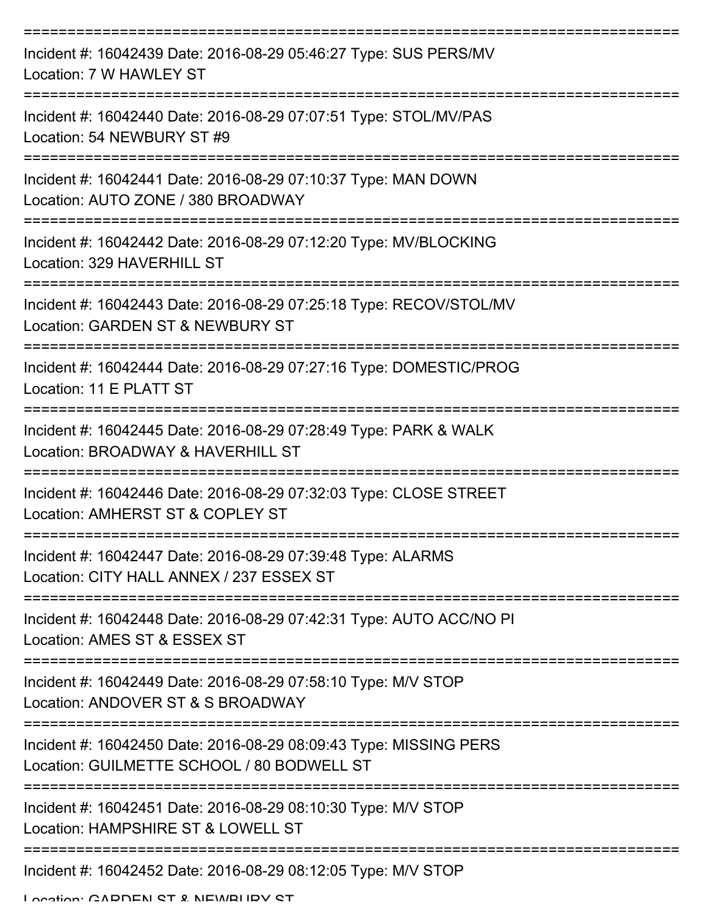===========================================================================

Incident #: 16042439 Date: 2016-08-29 05:46:27 Type: SUS PERS/MV
Location: 7 W HAWLEY ST

===========================================================================

Incident #: 16042440 Date: 2016-08-29 07:07:51 Type: STOL/MV/PAS
Location: 54 NEWBURY ST #9

===========================================================================

Incident #: 16042441 Date: 2016-08-29 07:10:37 Type: MAN DOWN
Location: AUTO ZONE / 380 BROADWAY

===========================================================================

Incident #: 16042442 Date: 2016-08-29 07:12:20 Type: MV/BLOCKING
Location: 329 HAVERHILL ST

===========================================================================

Incident #: 16042443 Date: 2016-08-29 07:25:18 Type: RECOV/STOL/MV
Location: GARDEN ST & NEWBURY ST

===========================================================================

Incident #: 16042444 Date: 2016-08-29 07:27:16 Type: DOMESTIC/PROG
Location: 11 E PLATT ST

===========================================================================

Incident #: 16042445 Date: 2016-08-29 07:28:49 Type: PARK & WALK
Location: BROADWAY & HAVERHILL ST

===========================================================================

Incident #: 16042446 Date: 2016-08-29 07:32:03 Type: CLOSE STREET
Location: AMHERST ST & COPLEY ST

===========================================================================

Incident #: 16042447 Date: 2016-08-29 07:39:48 Type: ALARMS
Location: CITY HALL ANNEX / 237 ESSEX ST

===========================================================================

Incident #: 16042448 Date: 2016-08-29 07:42:31 Type: AUTO ACC/NO PI
Location: AMES ST & ESSEX ST

===========================================================================

Incident #: 16042449 Date: 2016-08-29 07:58:10 Type: M/V STOP
Location: ANDOVER ST & S BROADWAY

===========================================================================

Incident #: 16042450 Date: 2016-08-29 08:09:43 Type: MISSING PERS
Location: GUILMETTE SCHOOL / 80 BODWELL ST

===========================================================================

Incident #: 16042451 Date: 2016-08-29 08:10:30 Type: M/V STOP
Location: HAMPSHIRE ST & LOWELL ST

===========================================================================

Incident #: 16042452 Date: 2016-08-29 08:12:05 Type: M/V STOP
Location: GARDEN ST & NEWBURY ST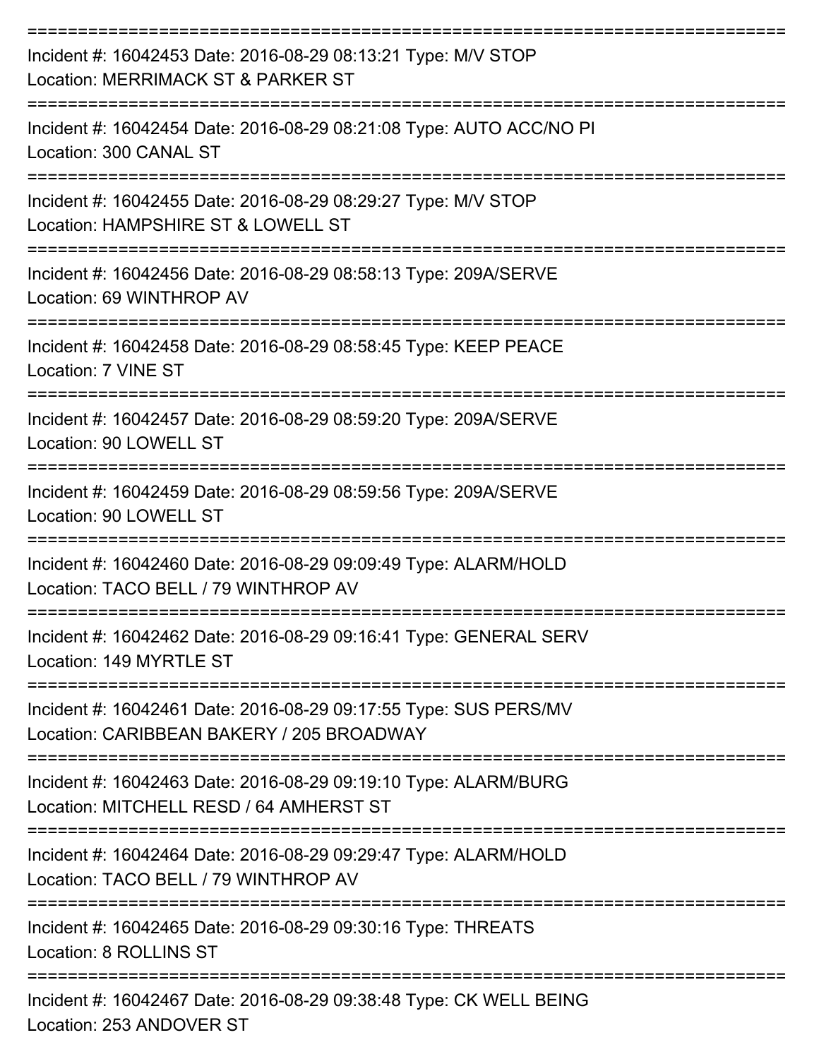===========================================================================

Incident #: 16042453 Date: 2016-08-29 08:13:21 Type: M/V STOP
Location: MERRIMACK ST & PARKER ST

===========================================================================

Incident #: 16042454 Date: 2016-08-29 08:21:08 Type: AUTO ACC/NO PI
Location: 300 CANAL ST

===========================================================================

Incident #: 16042455 Date: 2016-08-29 08:29:27 Type: M/V STOP
Location: HAMPSHIRE ST & LOWELL ST

===========================================================================

Incident #: 16042456 Date: 2016-08-29 08:58:13 Type: 209A/SERVE
Location: 69 WINTHROP AV

===========================================================================

Incident #: 16042458 Date: 2016-08-29 08:58:45 Type: KEEP PEACE
Location: 7 VINE ST

===========================================================================

Incident #: 16042457 Date: 2016-08-29 08:59:20 Type: 209A/SERVE
Location: 90 LOWELL ST

===========================================================================

Incident #: 16042459 Date: 2016-08-29 08:59:56 Type: 209A/SERVE
Location: 90 LOWELL ST

===========================================================================

Incident #: 16042460 Date: 2016-08-29 09:09:49 Type: ALARM/HOLD
Location: TACO BELL / 79 WINTHROP AV

===========================================================================

Incident #: 16042462 Date: 2016-08-29 09:16:41 Type: GENERAL SERV
Location: 149 MYRTLE ST

===========================================================================

Incident #: 16042461 Date: 2016-08-29 09:17:55 Type: SUS PERS/MV
Location: CARIBBEAN BAKERY / 205 BROADWAY

===========================================================================

Incident #: 16042463 Date: 2016-08-29 09:19:10 Type: ALARM/BURG
Location: MITCHELL RESD / 64 AMHERST ST

===========================================================================

Incident #: 16042464 Date: 2016-08-29 09:29:47 Type: ALARM/HOLD
Location: TACO BELL / 79 WINTHROP AV

===========================================================================

Incident #: 16042465 Date: 2016-08-29 09:30:16 Type: THREATS
Location: 8 ROLLINS ST

===========================================================================

Incident #: 16042467 Date: 2016-08-29 09:38:48 Type: CK WELL BEING
Location: 253 ANDOVER ST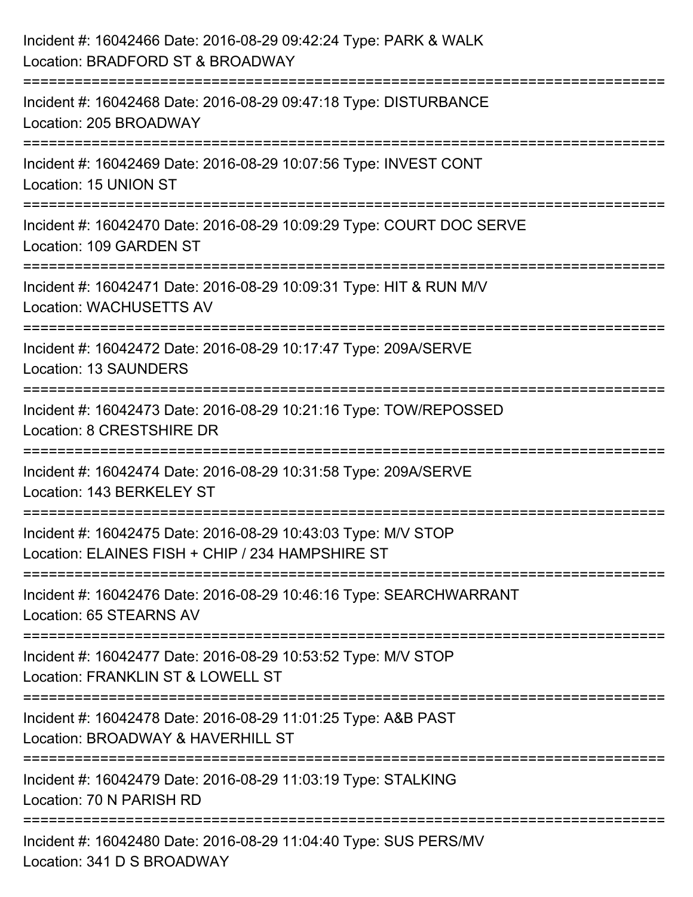Incident #: 16042466 Date: 2016-08-29 09:42:24 Type: PARK & WALK
Location: BRADFORD ST & BROADWAY

===========================================================================

Incident #: 16042468 Date: 2016-08-29 09:47:18 Type: DISTURBANCE
Location: 205 BROADWAY

===========================================================================

Incident #: 16042469 Date: 2016-08-29 10:07:56 Type: INVEST CONT
Location: 15 UNION ST

===========================================================================

Incident #: 16042470 Date: 2016-08-29 10:09:29 Type: COURT DOC SERVE
Location: 109 GARDEN ST

===========================================================================

Incident #: 16042471 Date: 2016-08-29 10:09:31 Type: HIT & RUN M/V
Location: WACHUSETTS AV

===========================================================================

Incident #: 16042472 Date: 2016-08-29 10:17:47 Type: 209A/SERVE
Location: 13 SAUNDERS

===========================================================================

Incident #: 16042473 Date: 2016-08-29 10:21:16 Type: TOW/REPOSSED
Location: 8 CRESTSHIRE DR

===========================================================================

Incident #: 16042474 Date: 2016-08-29 10:31:58 Type: 209A/SERVE
Location: 143 BERKELEY ST

===========================================================================

Incident #: 16042475 Date: 2016-08-29 10:43:03 Type: M/V STOP
Location: ELAINES FISH + CHIP / 234 HAMPSHIRE ST

===========================================================================

Incident #: 16042476 Date: 2016-08-29 10:46:16 Type: SEARCHWARRANT
Location: 65 STEARNS AV

===========================================================================

Incident #: 16042477 Date: 2016-08-29 10:53:52 Type: M/V STOP
Location: FRANKLIN ST & LOWELL ST

===========================================================================

Incident #: 16042478 Date: 2016-08-29 11:01:25 Type: A&B PAST
Location: BROADWAY & HAVERHILL ST

===========================================================================

Incident #: 16042479 Date: 2016-08-29 11:03:19 Type: STALKING
Location: 70 N PARISH RD

===========================================================================

Incident #: 16042480 Date: 2016-08-29 11:04:40 Type: SUS PERS/MV
Location: 341 D S BROADWAY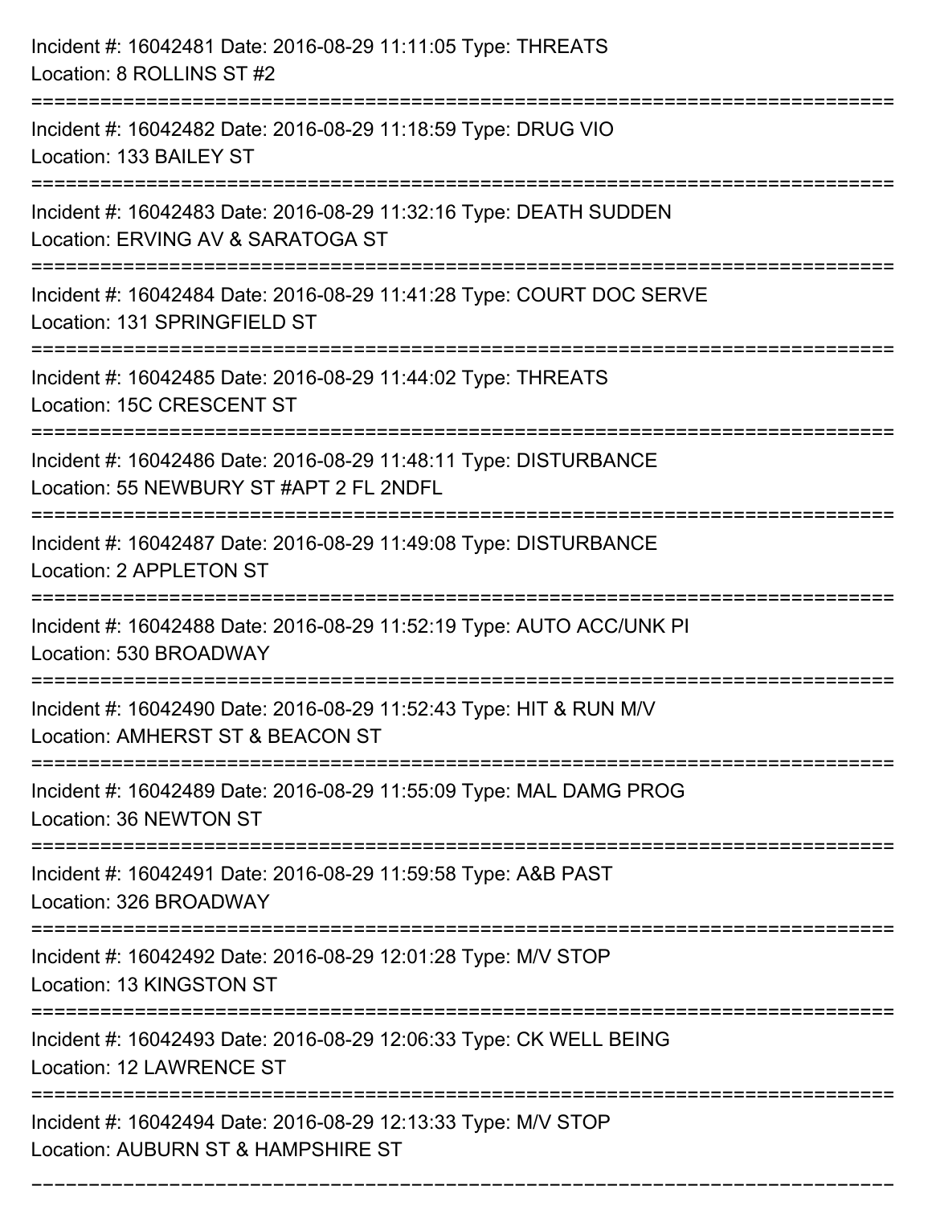Incident #: 16042481 Date: 2016-08-29 11:11:05 Type: THREATS
Location: 8 ROLLINS ST #2

===========================================================================

Incident #: 16042482 Date: 2016-08-29 11:18:59 Type: DRUG VIO
Location: 133 BAILEY ST

===========================================================================

Incident #: 16042483 Date: 2016-08-29 11:32:16 Type: DEATH SUDDEN
Location: ERVING AV & SARATOGA ST

===========================================================================

Incident #: 16042484 Date: 2016-08-29 11:41:28 Type: COURT DOC SERVE
Location: 131 SPRINGFIELD ST

===========================================================================

Incident #: 16042485 Date: 2016-08-29 11:44:02 Type: THREATS
Location: 15C CRESCENT ST

===========================================================================

Incident #: 16042486 Date: 2016-08-29 11:48:11 Type: DISTURBANCE
Location: 55 NEWBURY ST #APT 2 FL 2NDFL

===========================================================================

Incident #: 16042487 Date: 2016-08-29 11:49:08 Type: DISTURBANCE
Location: 2 APPLETON ST

===========================================================================

Incident #: 16042488 Date: 2016-08-29 11:52:19 Type: AUTO ACC/UNK PI
Location: 530 BROADWAY

===========================================================================

Incident #: 16042490 Date: 2016-08-29 11:52:43 Type: HIT & RUN M/V
Location: AMHERST ST & BEACON ST

===========================================================================

Incident #: 16042489 Date: 2016-08-29 11:55:09 Type: MAL DAMG PROG
Location: 36 NEWTON ST

===========================================================================

Incident #: 16042491 Date: 2016-08-29 11:59:58 Type: A&B PAST
Location: 326 BROADWAY

===========================================================================

Incident #: 16042492 Date: 2016-08-29 12:01:28 Type: M/V STOP
Location: 13 KINGSTON ST

===========================================================================

Incident #: 16042493 Date: 2016-08-29 12:06:33 Type: CK WELL BEING
Location: 12 LAWRENCE ST

===========================================================================

Incident #: 16042494 Date: 2016-08-29 12:13:33 Type: M/V STOP
Location: AUBURN ST & HAMPSHIRE ST

===========================================================================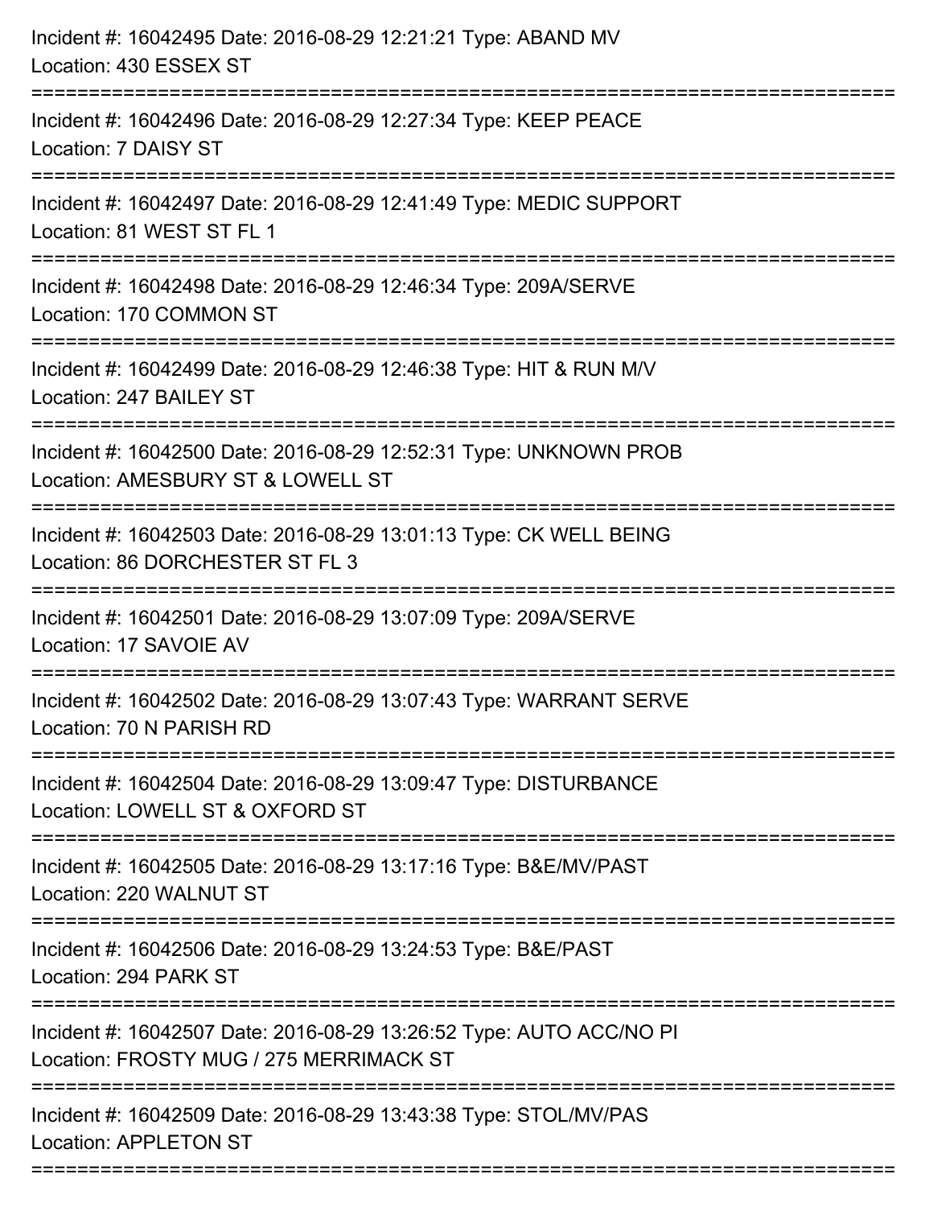Incident #: 16042495 Date: 2016-08-29 12:21:21 Type: ABAND MV
Location: 430 ESSEX ST

===========================================================================

Incident #: 16042496 Date: 2016-08-29 12:27:34 Type: KEEP PEACE
Location: 7 DAISY ST

===========================================================================

Incident #: 16042497 Date: 2016-08-29 12:41:49 Type: MEDIC SUPPORT
Location: 81 WEST ST FL 1

===========================================================================

Incident #: 16042498 Date: 2016-08-29 12:46:34 Type: 209A/SERVE
Location: 170 COMMON ST

===========================================================================

Incident #: 16042499 Date: 2016-08-29 12:46:38 Type: HIT & RUN M/V
Location: 247 BAILEY ST

===========================================================================

Incident #: 16042500 Date: 2016-08-29 12:52:31 Type: UNKNOWN PROB
Location: AMESBURY ST & LOWELL ST

===========================================================================

Incident #: 16042503 Date: 2016-08-29 13:01:13 Type: CK WELL BEING
Location: 86 DORCHESTER ST FL 3

===========================================================================

Incident #: 16042501 Date: 2016-08-29 13:07:09 Type: 209A/SERVE
Location: 17 SAVOIE AV

===========================================================================

Incident #: 16042502 Date: 2016-08-29 13:07:43 Type: WARRANT SERVE
Location: 70 N PARISH RD

===========================================================================

Incident #: 16042504 Date: 2016-08-29 13:09:47 Type: DISTURBANCE
Location: LOWELL ST & OXFORD ST

===========================================================================

Incident #: 16042505 Date: 2016-08-29 13:17:16 Type: B&E/MV/PAST
Location: 220 WALNUT ST

===========================================================================

Incident #: 16042506 Date: 2016-08-29 13:24:53 Type: B&E/PAST
Location: 294 PARK ST

===========================================================================

Incident #: 16042507 Date: 2016-08-29 13:26:52 Type: AUTO ACC/NO PI
Location: FROSTY MUG / 275 MERRIMACK ST

===========================================================================

Incident #: 16042509 Date: 2016-08-29 13:43:38 Type: STOL/MV/PAS
Location: APPLETON ST

===========================================================================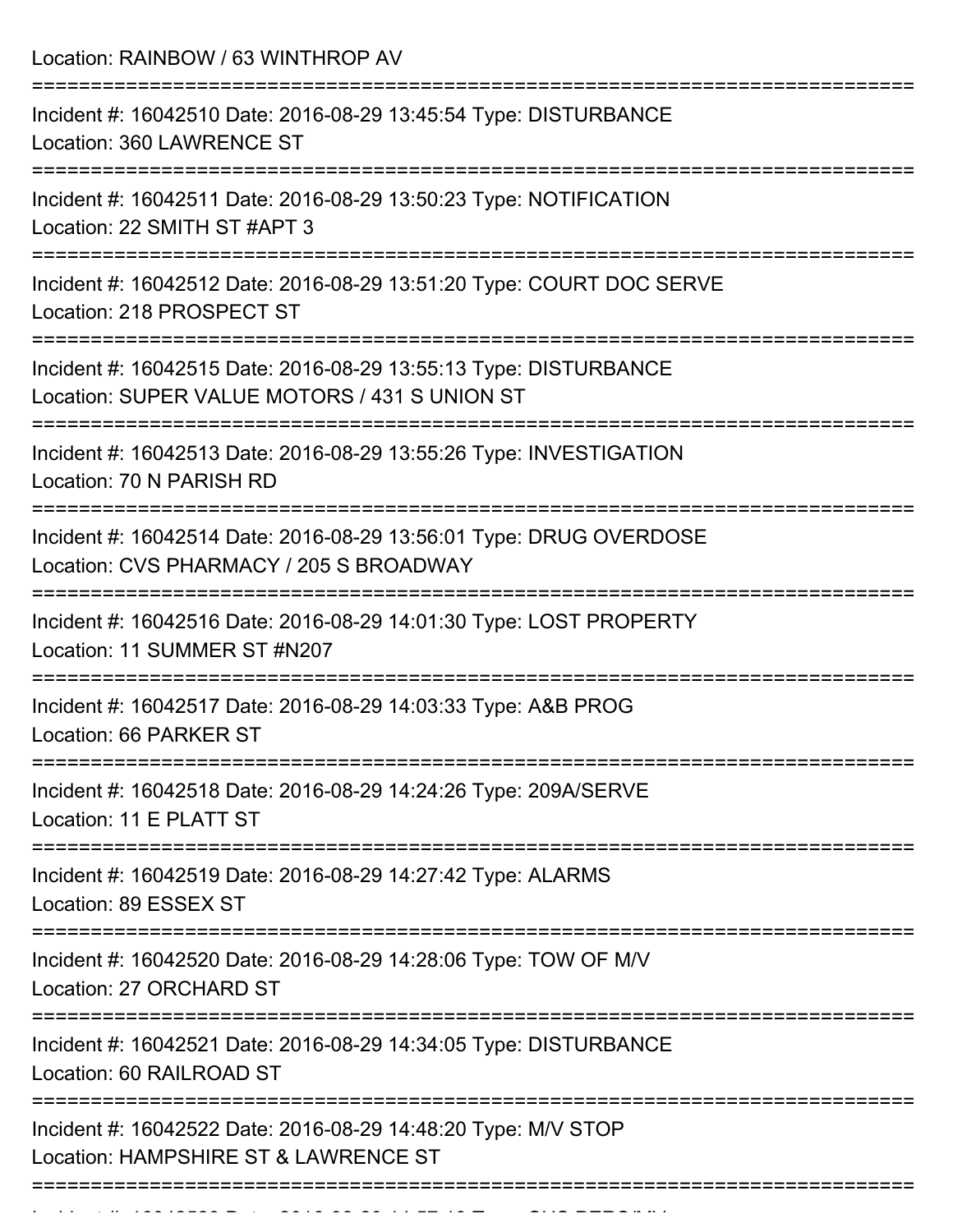Location: RAINBOW / 63 WINTHROP AV

===========================================================================

Incident #: 16042510 Date: 2016-08-29 13:45:54 Type: DISTURBANCE

Location: 360 LAWRENCE ST

===========================================================================

Incident #: 16042511 Date: 2016-08-29 13:50:23 Type: NOTIFICATION

Location: 22 SMITH ST #APT 3

===========================================================================

Incident #: 16042512 Date: 2016-08-29 13:51:20 Type: COURT DOC SERVE

Location: 218 PROSPECT ST

===========================================================================

Incident #: 16042515 Date: 2016-08-29 13:55:13 Type: DISTURBANCE

Location: SUPER VALUE MOTORS / 431 S UNION ST

===========================================================================

Incident #: 16042513 Date: 2016-08-29 13:55:26 Type: INVESTIGATION

Location: 70 N PARISH RD

===========================================================================

Incident #: 16042514 Date: 2016-08-29 13:56:01 Type: DRUG OVERDOSE

Location: CVS PHARMACY / 205 S BROADWAY

===========================================================================

Incident #: 16042516 Date: 2016-08-29 14:01:30 Type: LOST PROPERTY

Location: 11 SUMMER ST #N207

===========================================================================

Incident #: 16042517 Date: 2016-08-29 14:03:33 Type: A&B PROG

Location: 66 PARKER ST

===========================================================================

Incident #: 16042518 Date: 2016-08-29 14:24:26 Type: 209A/SERVE

Location: 11 E PLATT ST

===========================================================================

Incident #: 16042519 Date: 2016-08-29 14:27:42 Type: ALARMS

Location: 89 ESSEX ST

===========================================================================

Incident #: 16042520 Date: 2016-08-29 14:28:06 Type: TOW OF M/V

Location: 27 ORCHARD ST

===========================================================================

Incident #: 16042521 Date: 2016-08-29 14:34:05 Type: DISTURBANCE

Location: 60 RAILROAD ST

===========================================================================

Incident #: 16042522 Date: 2016-08-29 14:48:20 Type: M/V STOP

Location: HAMPSHIRE ST & LAWRENCE ST

===========================================================================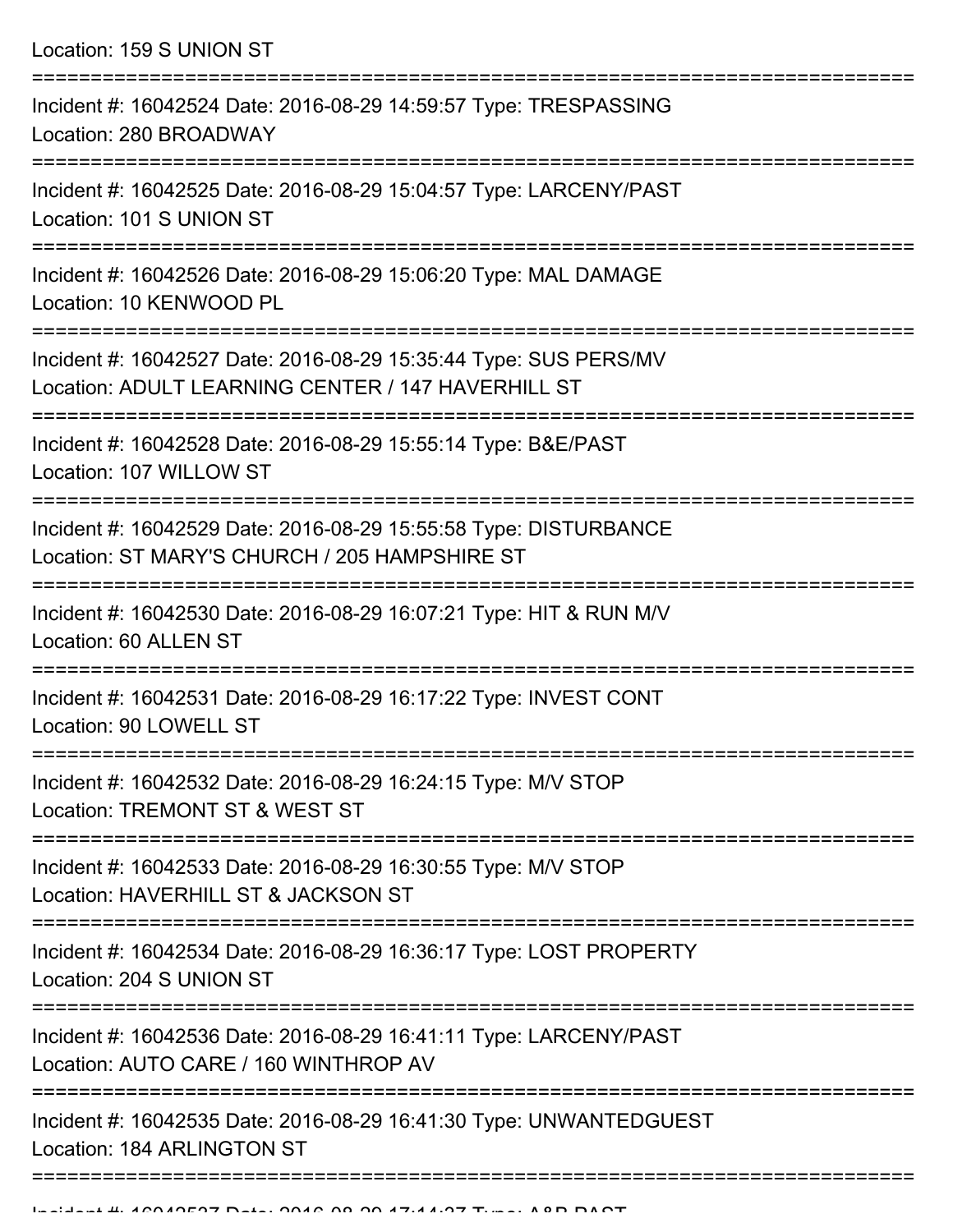Location: 159 S UNION ST

===========================================================================

Incident #: 16042524 Date: 2016-08-29 14:59:57 Type: TRESPASSING
Location: 280 BROADWAY

===========================================================================

Incident #: 16042525 Date: 2016-08-29 15:04:57 Type: LARCENY/PAST
Location: 101 S UNION ST

===========================================================================

Incident #: 16042526 Date: 2016-08-29 15:06:20 Type: MAL DAMAGE
Location: 10 KENWOOD PL

===========================================================================

Incident #: 16042527 Date: 2016-08-29 15:35:44 Type: SUS PERS/MV
Location: ADULT LEARNING CENTER / 147 HAVERHILL ST

===========================================================================

Incident #: 16042528 Date: 2016-08-29 15:55:14 Type: B&E/PAST
Location: 107 WILLOW ST

===========================================================================

Incident #: 16042529 Date: 2016-08-29 15:55:58 Type: DISTURBANCE
Location: ST MARY'S CHURCH / 205 HAMPSHIRE ST

===========================================================================

Incident #: 16042530 Date: 2016-08-29 16:07:21 Type: HIT & RUN M/V
Location: 60 ALLEN ST

===========================================================================

Incident #: 16042531 Date: 2016-08-29 16:17:22 Type: INVEST CONT
Location: 90 LOWELL ST

===========================================================================

Incident #: 16042532 Date: 2016-08-29 16:24:15 Type: M/V STOP
Location: TREMONT ST & WEST ST

===========================================================================

Incident #: 16042533 Date: 2016-08-29 16:30:55 Type: M/V STOP
Location: HAVERHILL ST & JACKSON ST

===========================================================================

Incident #: 16042534 Date: 2016-08-29 16:36:17 Type: LOST PROPERTY
Location: 204 S UNION ST

===========================================================================

Incident #: 16042536 Date: 2016-08-29 16:41:11 Type: LARCENY/PAST
Location: AUTO CARE / 160 WINTHROP AV

===========================================================================

Incident #: 16042535 Date: 2016-08-29 16:41:30 Type: UNWANTEDGUEST
Location: 184 ARLINGTON ST

===========================================================================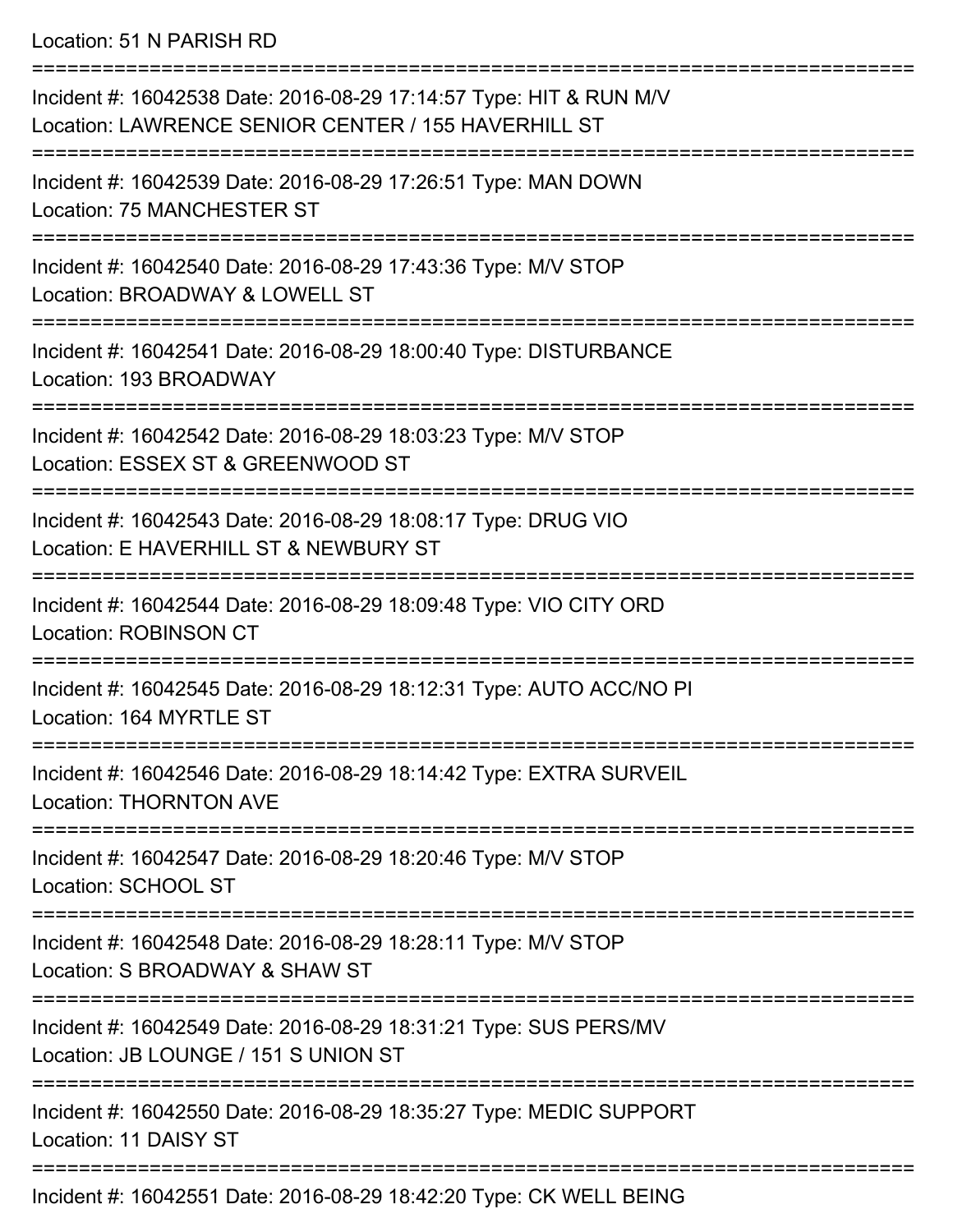Location: 51 N PARISH RD

===========================================================================

Incident #: 16042538 Date: 2016-08-29 17:14:57 Type: HIT & RUN M/V
Location: LAWRENCE SENIOR CENTER / 155 HAVERHILL ST

===========================================================================

Incident #: 16042539 Date: 2016-08-29 17:26:51 Type: MAN DOWN
Location: 75 MANCHESTER ST

===========================================================================

Incident #: 16042540 Date: 2016-08-29 17:43:36 Type: M/V STOP
Location: BROADWAY & LOWELL ST

===========================================================================

Incident #: 16042541 Date: 2016-08-29 18:00:40 Type: DISTURBANCE
Location: 193 BROADWAY

===========================================================================

Incident #: 16042542 Date: 2016-08-29 18:03:23 Type: M/V STOP
Location: ESSEX ST & GREENWOOD ST

===========================================================================

Incident #: 16042543 Date: 2016-08-29 18:08:17 Type: DRUG VIO
Location: E HAVERHILL ST & NEWBURY ST

===========================================================================

Incident #: 16042544 Date: 2016-08-29 18:09:48 Type: VIO CITY ORD
Location: ROBINSON CT

===========================================================================

Incident #: 16042545 Date: 2016-08-29 18:12:31 Type: AUTO ACC/NO PI
Location: 164 MYRTLE ST

===========================================================================

Incident #: 16042546 Date: 2016-08-29 18:14:42 Type: EXTRA SURVEIL
Location: THORNTON AVE

===========================================================================

Incident #: 16042547 Date: 2016-08-29 18:20:46 Type: M/V STOP
Location: SCHOOL ST

===========================================================================

Incident #: 16042548 Date: 2016-08-29 18:28:11 Type: M/V STOP
Location: S BROADWAY & SHAW ST

===========================================================================

Incident #: 16042549 Date: 2016-08-29 18:31:21 Type: SUS PERS/MV
Location: JB LOUNGE / 151 S UNION ST

===========================================================================

Incident #: 16042550 Date: 2016-08-29 18:35:27 Type: MEDIC SUPPORT
Location: 11 DAISY ST

===========================================================================

Incident #: 16042551 Date: 2016-08-29 18:42:20 Type: CK WELL BEING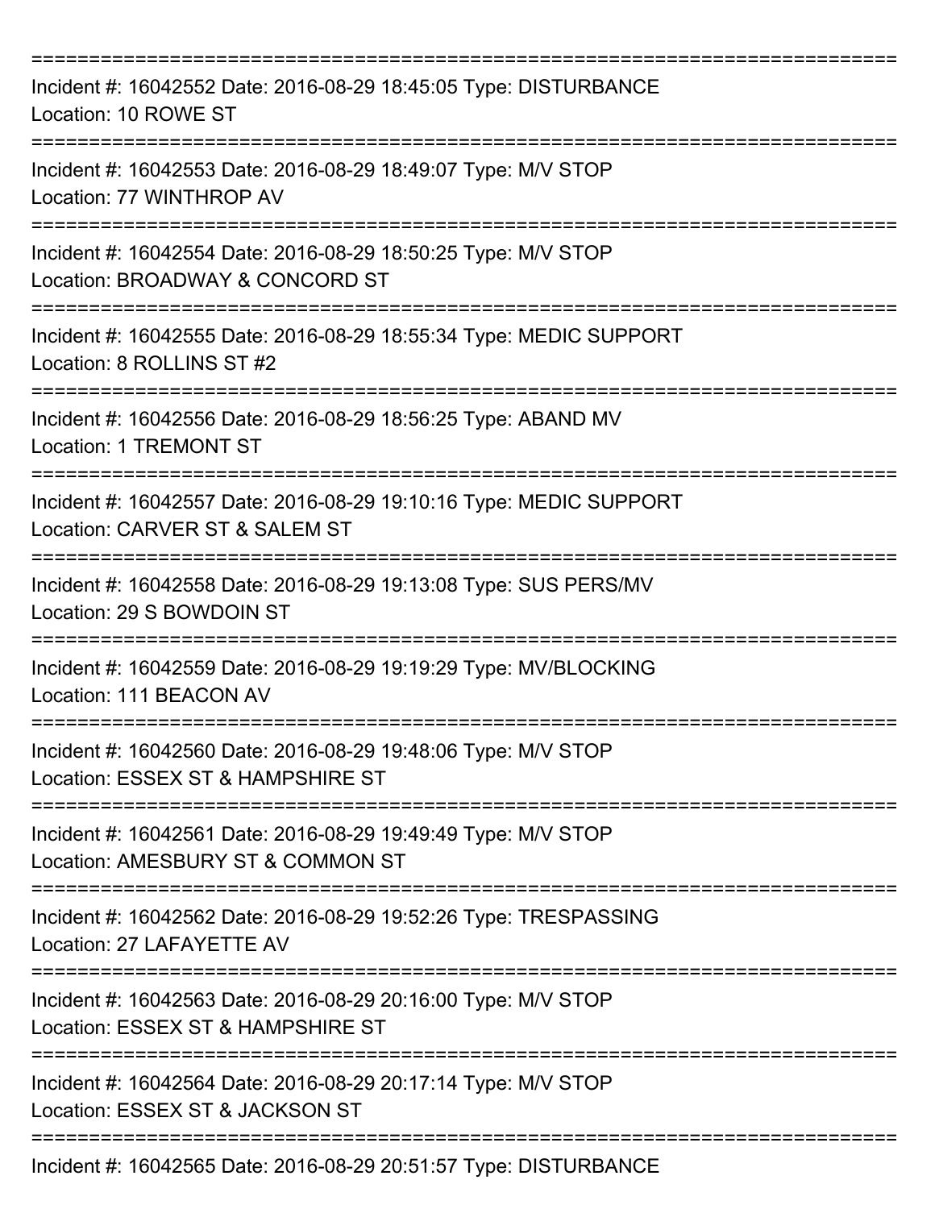===========================================================================

Incident #: 16042552 Date: 2016-08-29 18:45:05 Type: DISTURBANCE
Location: 10 ROWE ST

===========================================================================

Incident #: 16042553 Date: 2016-08-29 18:49:07 Type: M/V STOP
Location: 77 WINTHROP AV

===========================================================================

Incident #: 16042554 Date: 2016-08-29 18:50:25 Type: M/V STOP
Location: BROADWAY & CONCORD ST

===========================================================================

Incident #: 16042555 Date: 2016-08-29 18:55:34 Type: MEDIC SUPPORT
Location: 8 ROLLINS ST #2

===========================================================================

Incident #: 16042556 Date: 2016-08-29 18:56:25 Type: ABAND MV
Location: 1 TREMONT ST

===========================================================================

Incident #: 16042557 Date: 2016-08-29 19:10:16 Type: MEDIC SUPPORT
Location: CARVER ST & SALEM ST

===========================================================================

Incident #: 16042558 Date: 2016-08-29 19:13:08 Type: SUS PERS/MV
Location: 29 S BOWDOIN ST

===========================================================================

Incident #: 16042559 Date: 2016-08-29 19:19:29 Type: MV/BLOCKING
Location: 111 BEACON AV

===========================================================================

Incident #: 16042560 Date: 2016-08-29 19:48:06 Type: M/V STOP
Location: ESSEX ST & HAMPSHIRE ST

===========================================================================

Incident #: 16042561 Date: 2016-08-29 19:49:49 Type: M/V STOP
Location: AMESBURY ST & COMMON ST

===========================================================================

Incident #: 16042562 Date: 2016-08-29 19:52:26 Type: TRESPASSING
Location: 27 LAFAYETTE AV

===========================================================================

Incident #: 16042563 Date: 2016-08-29 20:16:00 Type: M/V STOP
Location: ESSEX ST & HAMPSHIRE ST

===========================================================================

Incident #: 16042564 Date: 2016-08-29 20:17:14 Type: M/V STOP
Location: ESSEX ST & JACKSON ST

===========================================================================

Incident #: 16042565 Date: 2016-08-29 20:51:57 Type: DISTURBANCE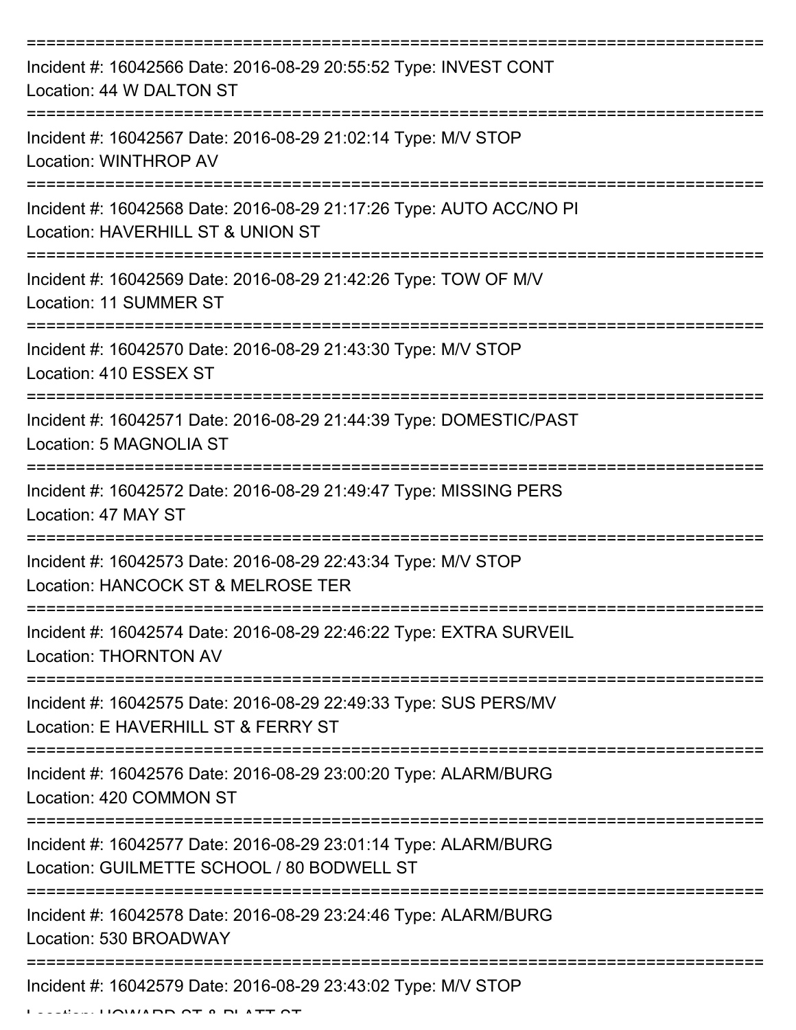===========================================================================

Incident #: 16042566 Date: 2016-08-29 20:55:52 Type: INVEST CONT
Location: 44 W DALTON ST

===========================================================================

Incident #: 16042567 Date: 2016-08-29 21:02:14 Type: M/V STOP
Location: WINTHROP AV

===========================================================================

Incident #: 16042568 Date: 2016-08-29 21:17:26 Type: AUTO ACC/NO PI
Location: HAVERHILL ST & UNION ST

===========================================================================

Incident #: 16042569 Date: 2016-08-29 21:42:26 Type: TOW OF M/V
Location: 11 SUMMER ST

===========================================================================

Incident #: 16042570 Date: 2016-08-29 21:43:30 Type: M/V STOP
Location: 410 ESSEX ST

===========================================================================

Incident #: 16042571 Date: 2016-08-29 21:44:39 Type: DOMESTIC/PAST
Location: 5 MAGNOLIA ST

===========================================================================

Incident #: 16042572 Date: 2016-08-29 21:49:47 Type: MISSING PERS
Location: 47 MAY ST

===========================================================================

Incident #: 16042573 Date: 2016-08-29 22:43:34 Type: M/V STOP
Location: HANCOCK ST & MELROSE TER

===========================================================================

Incident #: 16042574 Date: 2016-08-29 22:46:22 Type: EXTRA SURVEIL
Location: THORNTON AV

===========================================================================

Incident #: 16042575 Date: 2016-08-29 22:49:33 Type: SUS PERS/MV
Location: E HAVERHILL ST & FERRY ST

===========================================================================

Incident #: 16042576 Date: 2016-08-29 23:00:20 Type: ALARM/BURG
Location: 420 COMMON ST

===========================================================================

Incident #: 16042577 Date: 2016-08-29 23:01:14 Type: ALARM/BURG
Location: GUILMETTE SCHOOL / 80 BODWELL ST

===========================================================================

Incident #: 16042578 Date: 2016-08-29 23:24:46 Type: ALARM/BURG
Location: 530 BROADWAY

===========================================================================

Incident #: 16042579 Date: 2016-08-29 23:43:02 Type: M/V STOP
Location: HOWARD ST & PLATT ST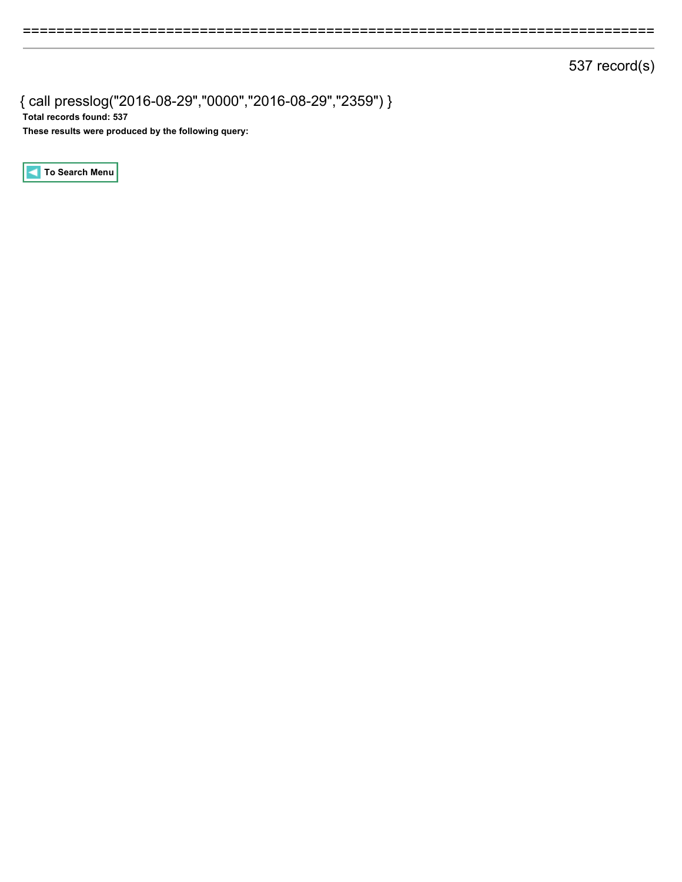================================================================================

537 record(s)

{ call presslog("2016-08-29","0000","2016-08-29","2359") }

**Total records found: 537**

**These results were produced by the following query:**

**To Search Menu**